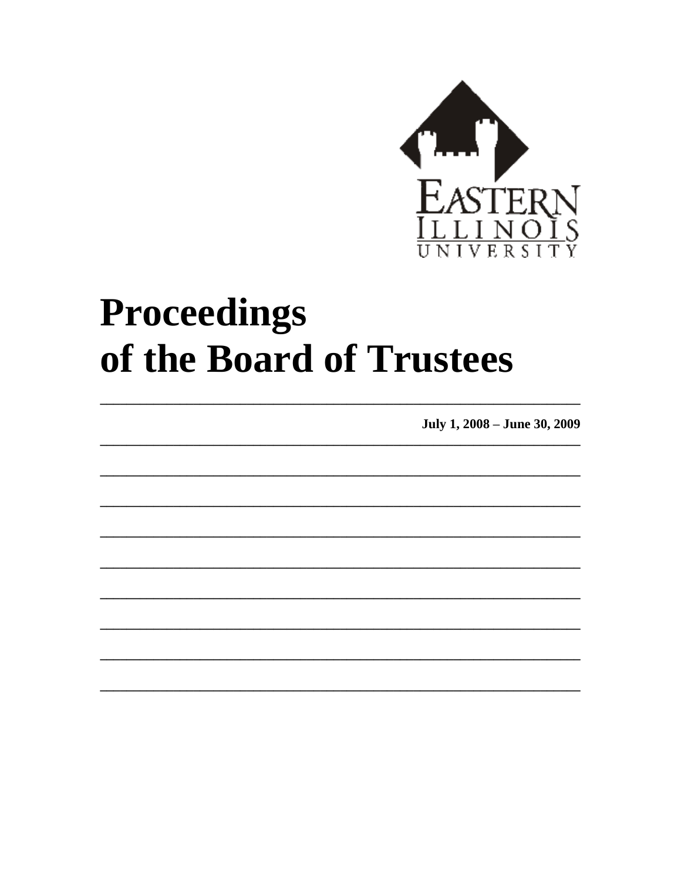EASTERN ILLINOIS UNIVERSITY

# Proceedings of the Board of Trustees

July 1, 2008 – June 30, 2009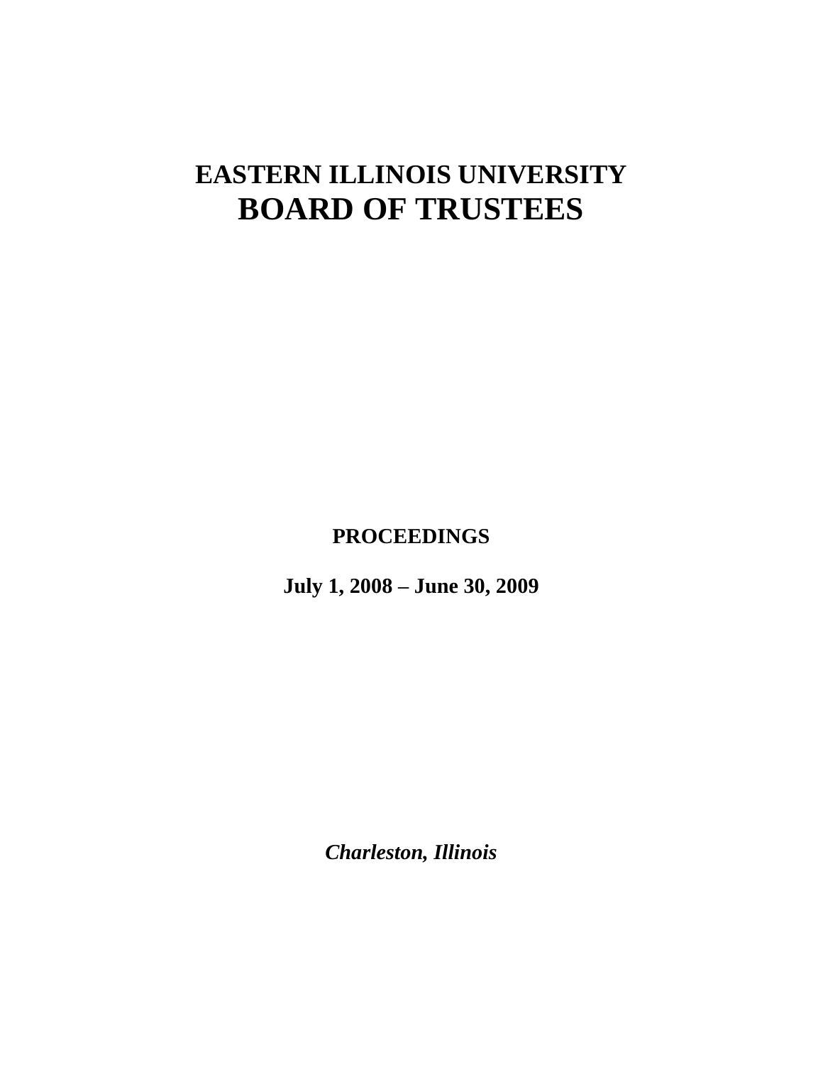# EASTERN ILLINOIS UNIVERSITY
# BOARD OF TRUSTEES

**PROCEEDINGS**

**July 1, 2008 – June 30, 2009**

***Charleston, Illinois***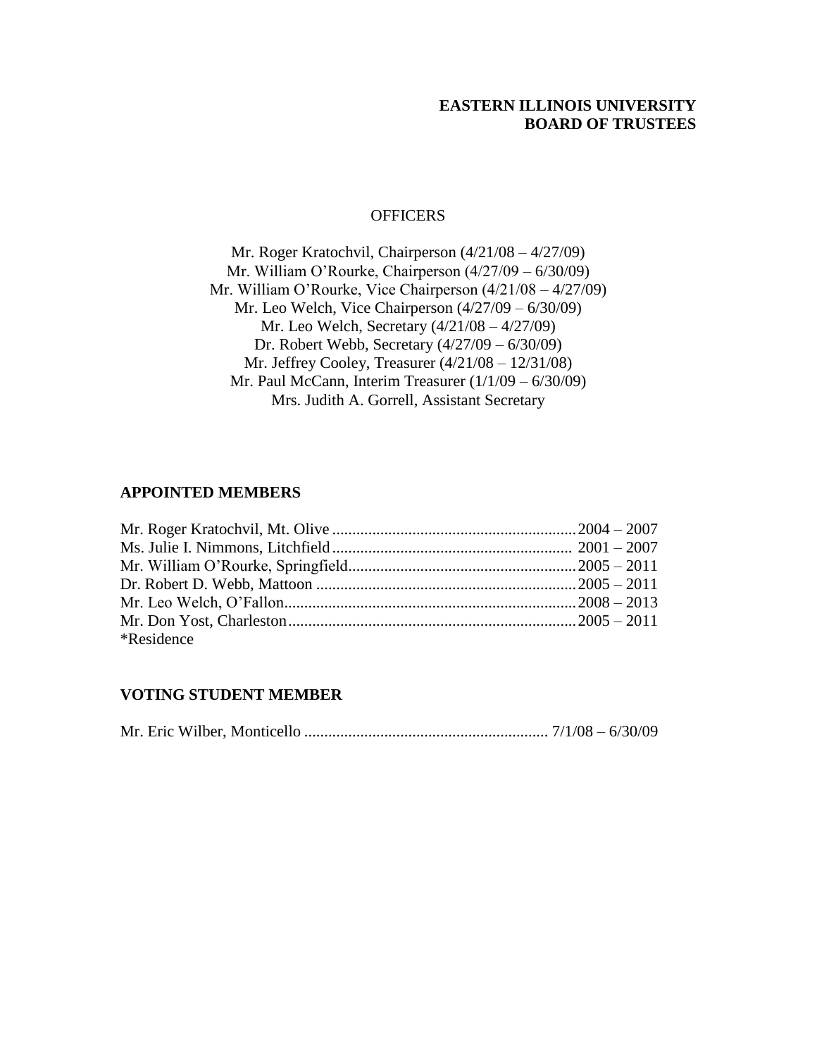**EASTERN ILLINOIS UNIVERSITY**
**BOARD OF TRUSTEES**

OFFICERS

Mr. Roger Kratochvil, Chairperson (4/21/08 – 4/27/09)
Mr. William O'Rourke, Chairperson (4/27/09 – 6/30/09)
Mr. William O'Rourke, Vice Chairperson (4/21/08 – 4/27/09)
Mr. Leo Welch, Vice Chairperson (4/27/09 – 6/30/09)
Mr. Leo Welch, Secretary (4/21/08 – 4/27/09)
Dr. Robert Webb, Secretary (4/27/09 – 6/30/09)
Mr. Jeffrey Cooley, Treasurer (4/21/08 – 12/31/08)
Mr. Paul McCann, Interim Treasurer (1/1/09 – 6/30/09)
Mrs. Judith A. Gorrell, Assistant Secretary

**APPOINTED MEMBERS**

Mr. Roger Kratochvil, Mt. Olive ............ 2004 – 2007
Ms. Julie I. Nimmons, Litchfield ............ 2001 – 2007
Mr. William O'Rourke, Springfield............ 2005 – 2011
Dr. Robert D. Webb, Mattoon ............ 2005 – 2011
Mr. Leo Welch, O'Fallon............ 2008 – 2013
Mr. Don Yost, Charleston............ 2005 – 2011
*Residence

**VOTING STUDENT MEMBER**

Mr. Eric Wilber, Monticello ............ 7/1/08 – 6/30/09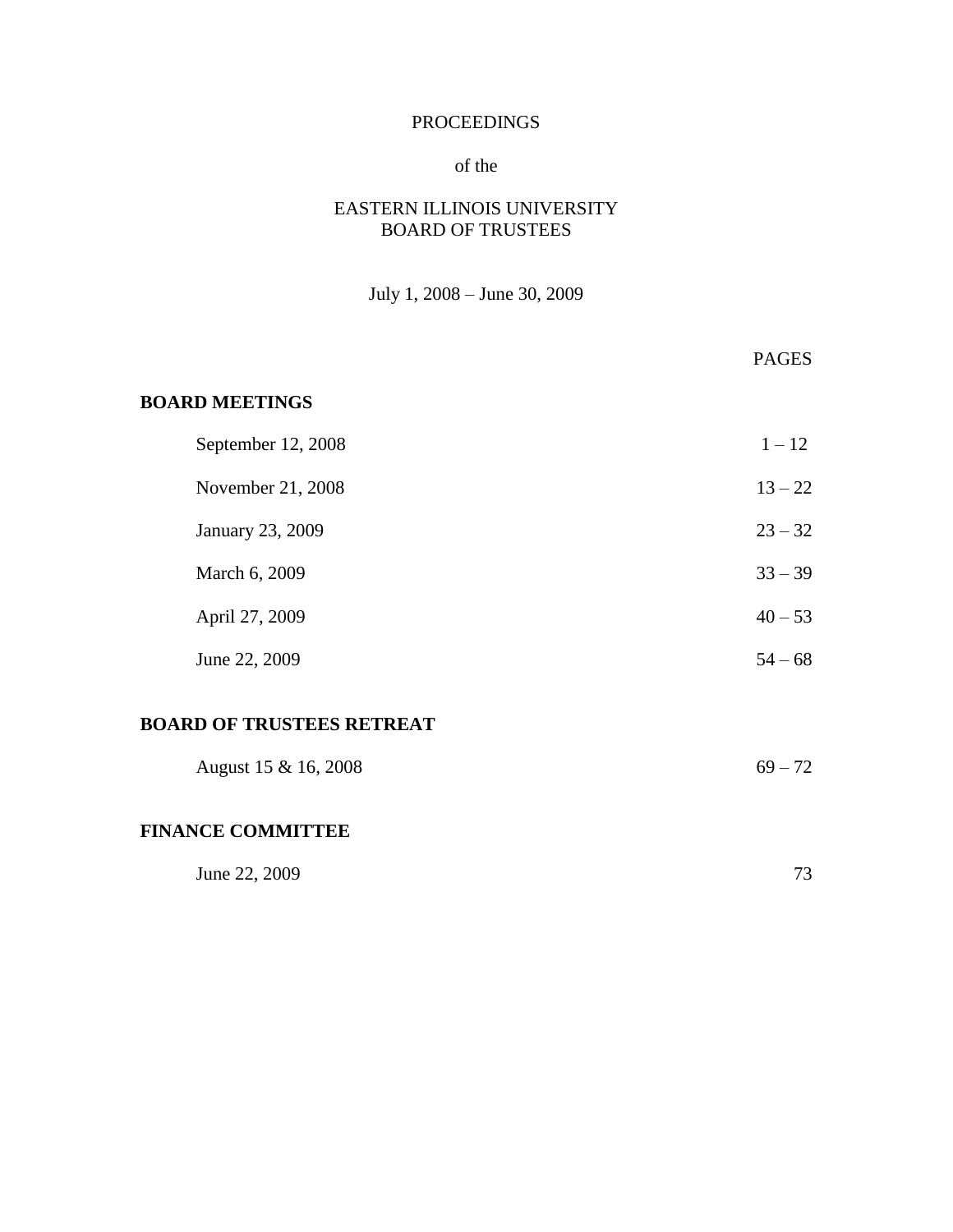# PROCEEDINGS

of the

EASTERN ILLINOIS UNIVERSITY
BOARD OF TRUSTEES

July 1, 2008 – June 30, 2009

| | PAGES |
|---|---|
| **BOARD MEETINGS** | |
| September 12, 2008 | 1 – 12 |
| November 21, 2008 | 13 – 22 |
| January 23, 2009 | 23 – 32 |
| March 6, 2009 | 33 – 39 |
| April 27, 2009 | 40 – 53 |
| June 22, 2009 | 54 – 68 |
| **BOARD OF TRUSTEES RETREAT** | |
| August 15 & 16, 2008 | 69 – 72 |
| **FINANCE COMMITTEE** | |
| June 22, 2009 | 73 |